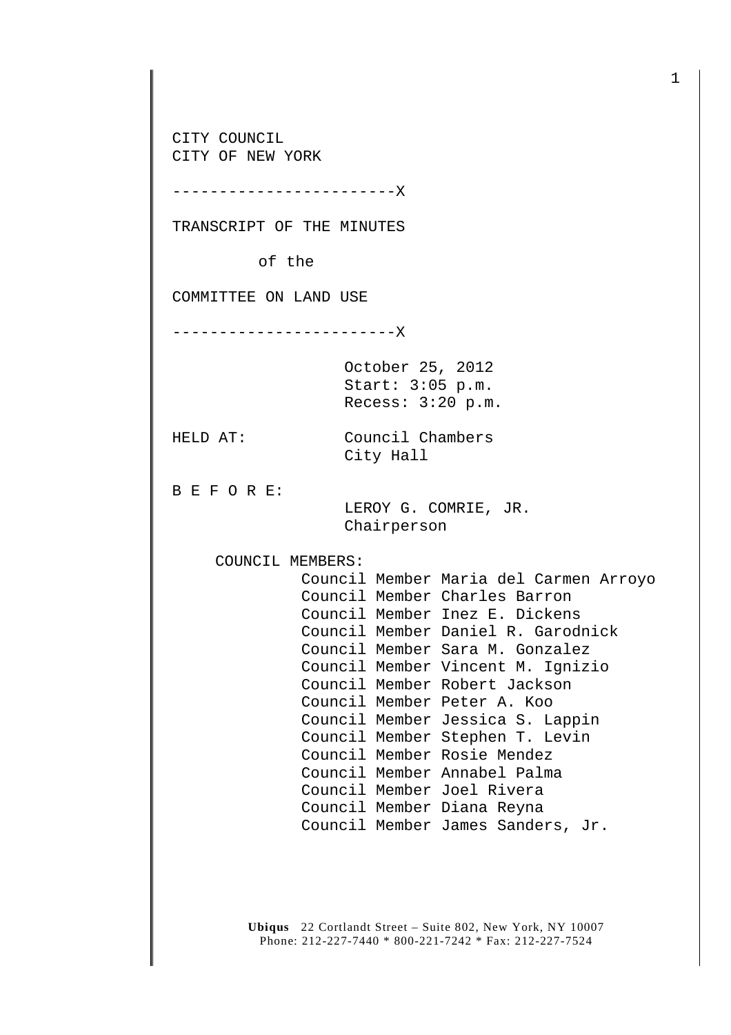CITY COUNCIL
CITY OF NEW YORK

------------------------X

TRANSCRIPT OF THE MINUTES

of the

COMMITTEE ON LAND USE

------------------------X

October 25, 2012
Start: 3:05 p.m.
Recess: 3:20 p.m.

HELD AT: Council Chambers
City Hall

B E F O R E:

LEROY G. COMRIE, JR.
Chairperson

COUNCIL MEMBERS:

Council Member Maria del Carmen Arroyo
Council Member Charles Barron
Council Member Inez E. Dickens
Council Member Daniel R. Garodnick
Council Member Sara M. Gonzalez
Council Member Vincent M. Ignizio
Council Member Robert Jackson
Council Member Peter A. Koo
Council Member Jessica S. Lappin
Council Member Stephen T. Levin
Council Member Rosie Mendez
Council Member Annabel Palma
Council Member Joel Rivera
Council Member Diana Reyna
Council Member James Sanders, Jr.

**Ubiqus** 22 Cortlandt Street – Suite 802, New York, NY 10007
Phone: 212-227-7440 * 800-221-7242 * Fax: 212-227-7524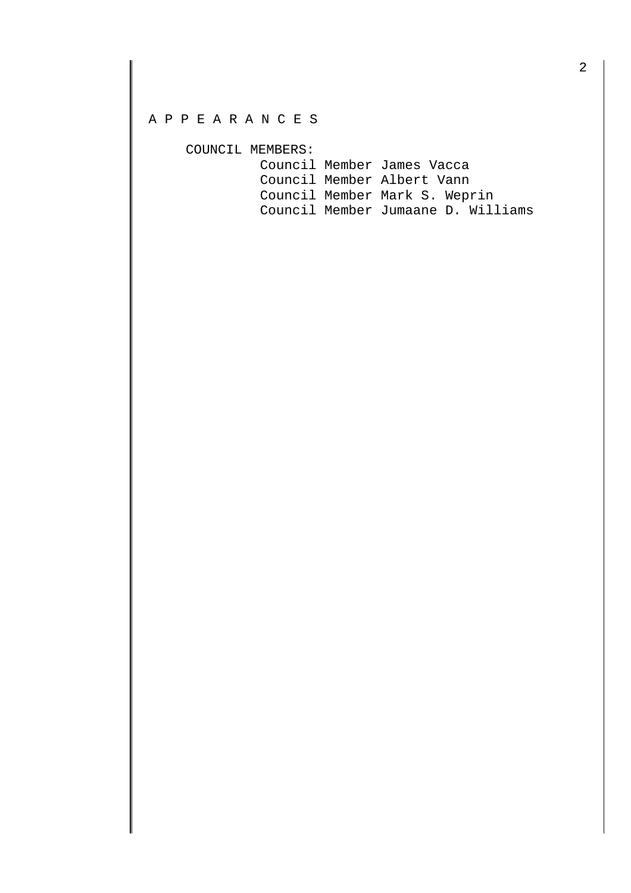A P P E A R A N C E S

COUNCIL MEMBERS:

Council Member James Vacca
Council Member Albert Vann
Council Member Mark S. Weprin
Council Member Jumaane D. Williams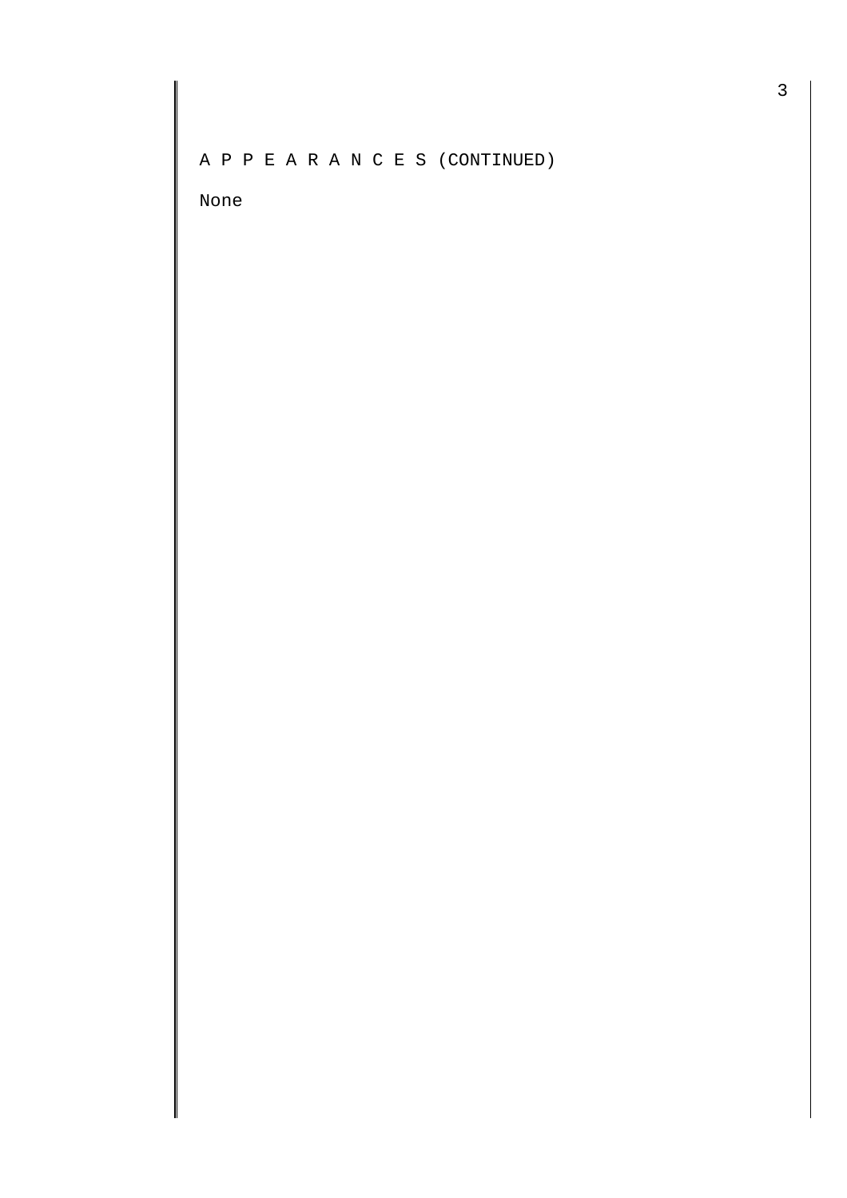A P P E A R A N C E S (CONTINUED)

None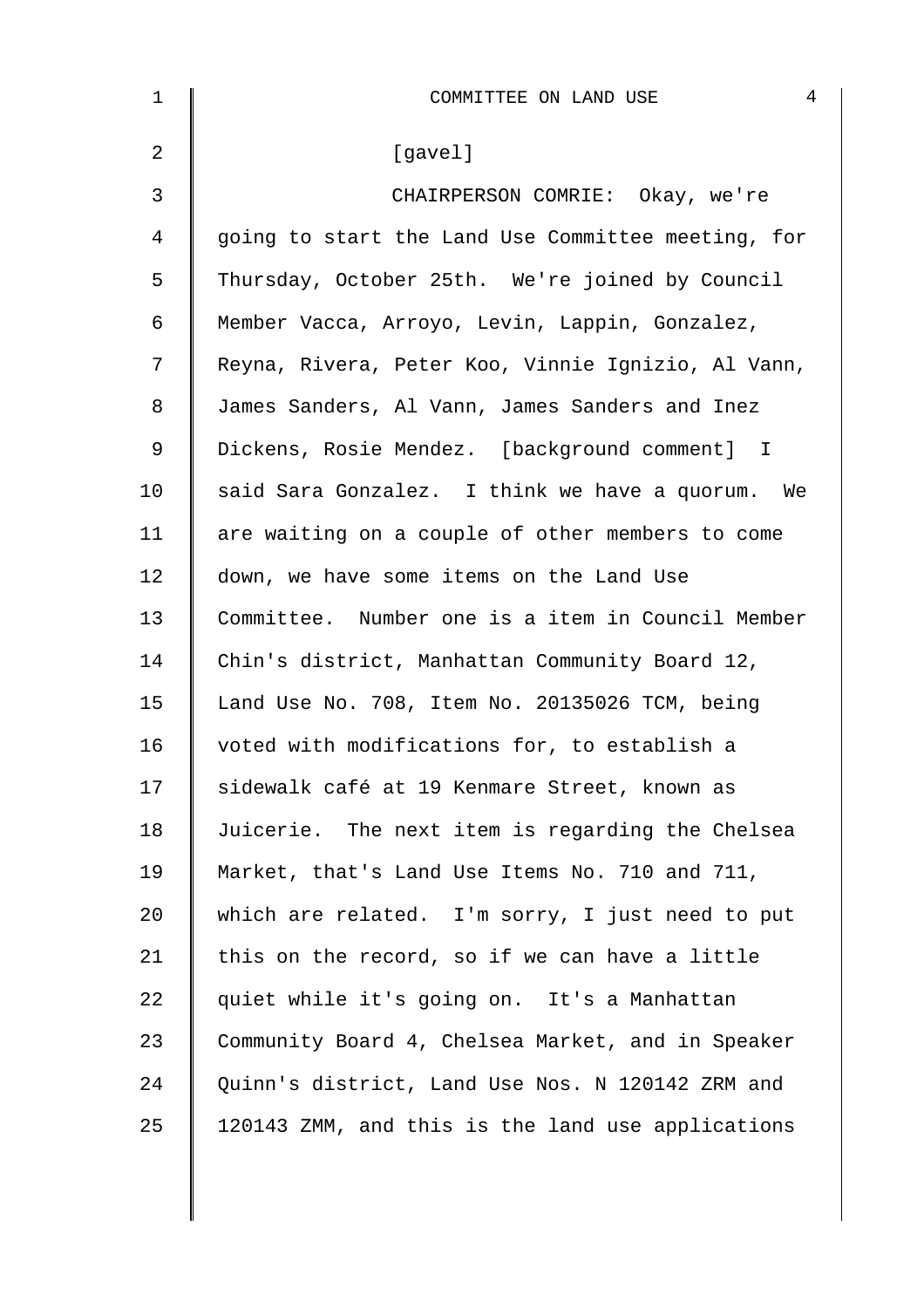[gavel]

CHAIRPERSON COMRIE: Okay, we're going to start the Land Use Committee meeting, for Thursday, October 25th. We're joined by Council Member Vacca, Arroyo, Levin, Lappin, Gonzalez, Reyna, Rivera, Peter Koo, Vinnie Ignizio, Al Vann, James Sanders, Al Vann, James Sanders and Inez Dickens, Rosie Mendez. [background comment] I said Sara Gonzalez. I think we have a quorum. We are waiting on a couple of other members to come down, we have some items on the Land Use Committee. Number one is a item in Council Member Chin's district, Manhattan Community Board 12, Land Use No. 708, Item No. 20135026 TCM, being voted with modifications for, to establish a sidewalk café at 19 Kenmare Street, known as Juicerie. The next item is regarding the Chelsea Market, that's Land Use Items No. 710 and 711, which are related. I'm sorry, I just need to put this on the record, so if we can have a little quiet while it's going on. It's a Manhattan Community Board 4, Chelsea Market, and in Speaker Quinn's district, Land Use Nos. N 120142 ZRM and 120143 ZMM, and this is the land use applications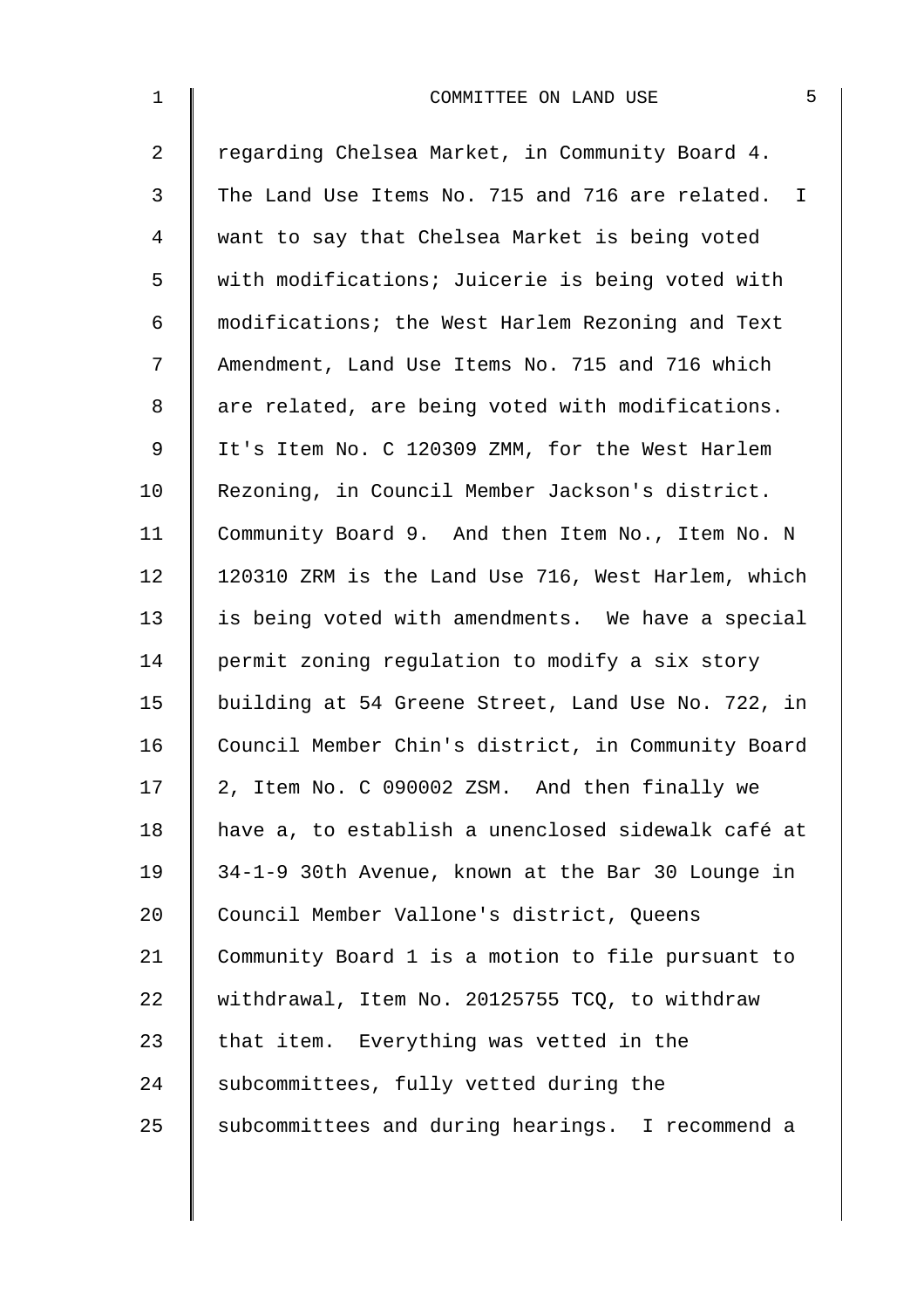regarding Chelsea Market, in Community Board 4. The Land Use Items No. 715 and 716 are related. I want to say that Chelsea Market is being voted with modifications; Juicerie is being voted with modifications; the West Harlem Rezoning and Text Amendment, Land Use Items No. 715 and 716 which are related, are being voted with modifications. It's Item No. C 120309 ZMM, for the West Harlem Rezoning, in Council Member Jackson's district. Community Board 9. And then Item No., Item No. N 120310 ZRM is the Land Use 716, West Harlem, which is being voted with amendments. We have a special permit zoning regulation to modify a six story building at 54 Greene Street, Land Use No. 722, in Council Member Chin's district, in Community Board 2, Item No. C 090002 ZSM. And then finally we have a, to establish a unenclosed sidewalk café at 34-1-9 30th Avenue, known at the Bar 30 Lounge in Council Member Vallone's district, Queens Community Board 1 is a motion to file pursuant to withdrawal, Item No. 20125755 TCQ, to withdraw that item. Everything was vetted in the subcommittees, fully vetted during the subcommittees and during hearings. I recommend a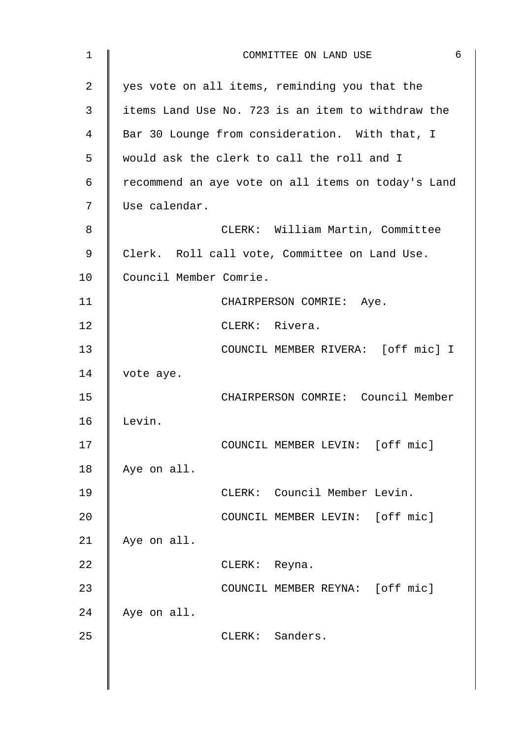yes vote on all items, reminding you that the items Land Use No. 723 is an item to withdraw the Bar 30 Lounge from consideration. With that, I would ask the clerk to call the roll and I recommend an aye vote on all items on today's Land Use calendar.

CLERK: William Martin, Committee Clerk. Roll call vote, Committee on Land Use. Council Member Comrie.

CHAIRPERSON COMRIE: Aye.

CLERK: Rivera.

COUNCIL MEMBER RIVERA: [off mic] I vote aye.

CHAIRPERSON COMRIE: Council Member Levin.

COUNCIL MEMBER LEVIN: [off mic] Aye on all.

CLERK: Council Member Levin.

COUNCIL MEMBER LEVIN: [off mic] Aye on all.

CLERK: Reyna.

COUNCIL MEMBER REYNA: [off mic] Aye on all.

CLERK: Sanders.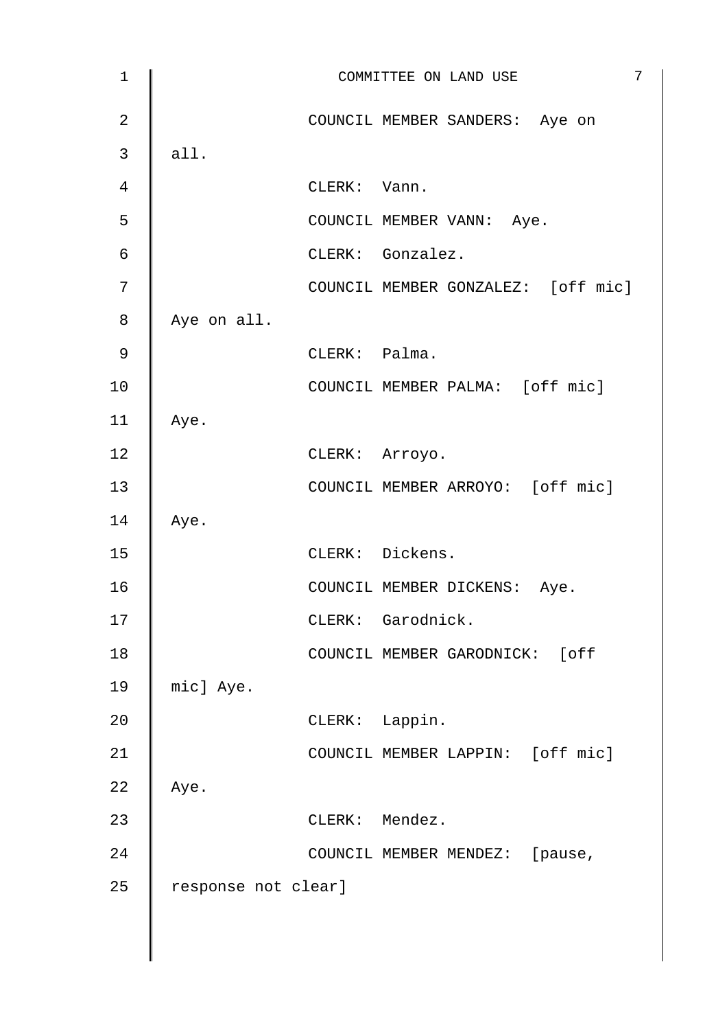COUNCIL MEMBER SANDERS: Aye on all.

CLERK: Vann.

COUNCIL MEMBER VANN: Aye.

CLERK: Gonzalez.

COUNCIL MEMBER GONZALEZ: [off mic] Aye on all.

CLERK: Palma.

COUNCIL MEMBER PALMA: [off mic] Aye.

CLERK: Arroyo.

COUNCIL MEMBER ARROYO: [off mic] Aye.

CLERK: Dickens.

COUNCIL MEMBER DICKENS: Aye.

CLERK: Garodnick.

COUNCIL MEMBER GARODNICK: [off mic] Aye.

CLERK: Lappin.

COUNCIL MEMBER LAPPIN: [off mic] Aye.

CLERK: Mendez.

COUNCIL MEMBER MENDEZ: [pause, response not clear]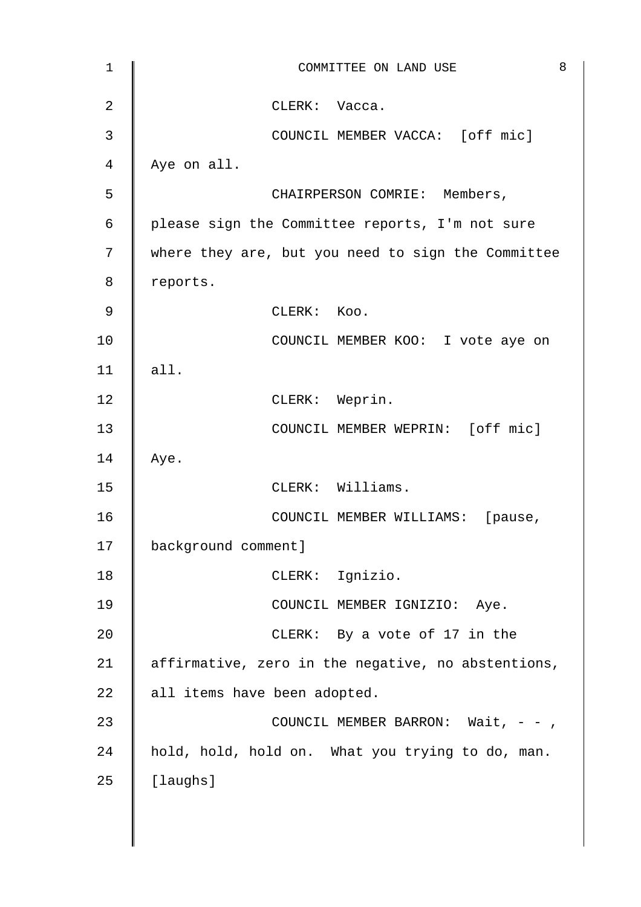CLERK: Vacca.

COUNCIL MEMBER VACCA: [off mic] Aye on all.

CHAIRPERSON COMRIE: Members, please sign the Committee reports, I'm not sure where they are, but you need to sign the Committee reports.

CLERK: Koo.

COUNCIL MEMBER KOO: I vote aye on all.

CLERK: Weprin.

COUNCIL MEMBER WEPRIN: [off mic] Aye.

CLERK: Williams.

COUNCIL MEMBER WILLIAMS: [pause, background comment]

CLERK: Ignizio.

COUNCIL MEMBER IGNIZIO: Aye.

CLERK: By a vote of 17 in the affirmative, zero in the negative, no abstentions, all items have been adopted.

COUNCIL MEMBER BARRON: Wait, - - , hold, hold, hold on. What you trying to do, man. [laughs]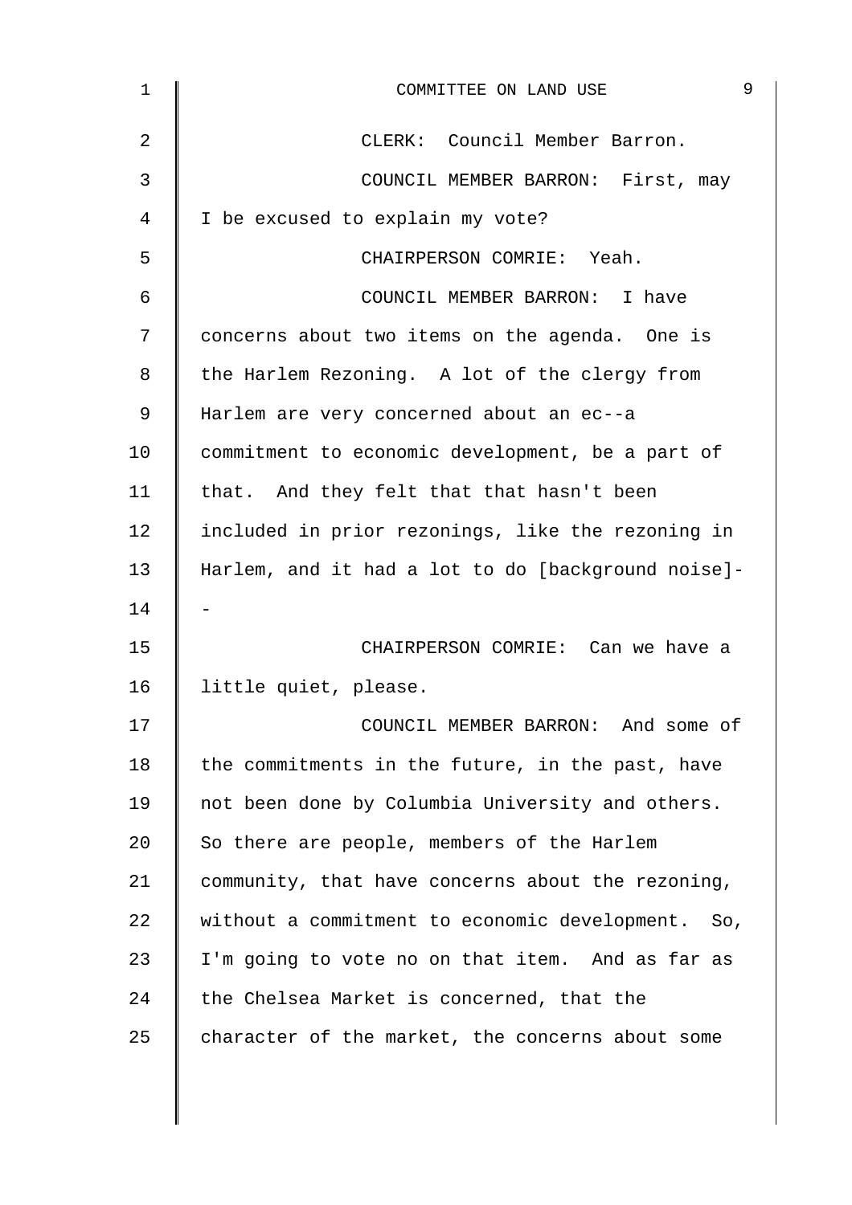CLERK: Council Member Barron.

COUNCIL MEMBER BARRON: First, may I be excused to explain my vote?

CHAIRPERSON COMRIE: Yeah.

COUNCIL MEMBER BARRON: I have concerns about two items on the agenda. One is the Harlem Rezoning. A lot of the clergy from Harlem are very concerned about an ec--a commitment to economic development, be a part of that. And they felt that that hasn't been included in prior rezonings, like the rezoning in Harlem, and it had a lot to do [background noise]--

CHAIRPERSON COMRIE: Can we have a little quiet, please.

COUNCIL MEMBER BARRON: And some of the commitments in the future, in the past, have not been done by Columbia University and others. So there are people, members of the Harlem community, that have concerns about the rezoning, without a commitment to economic development. So, I'm going to vote no on that item. And as far as the Chelsea Market is concerned, that the character of the market, the concerns about some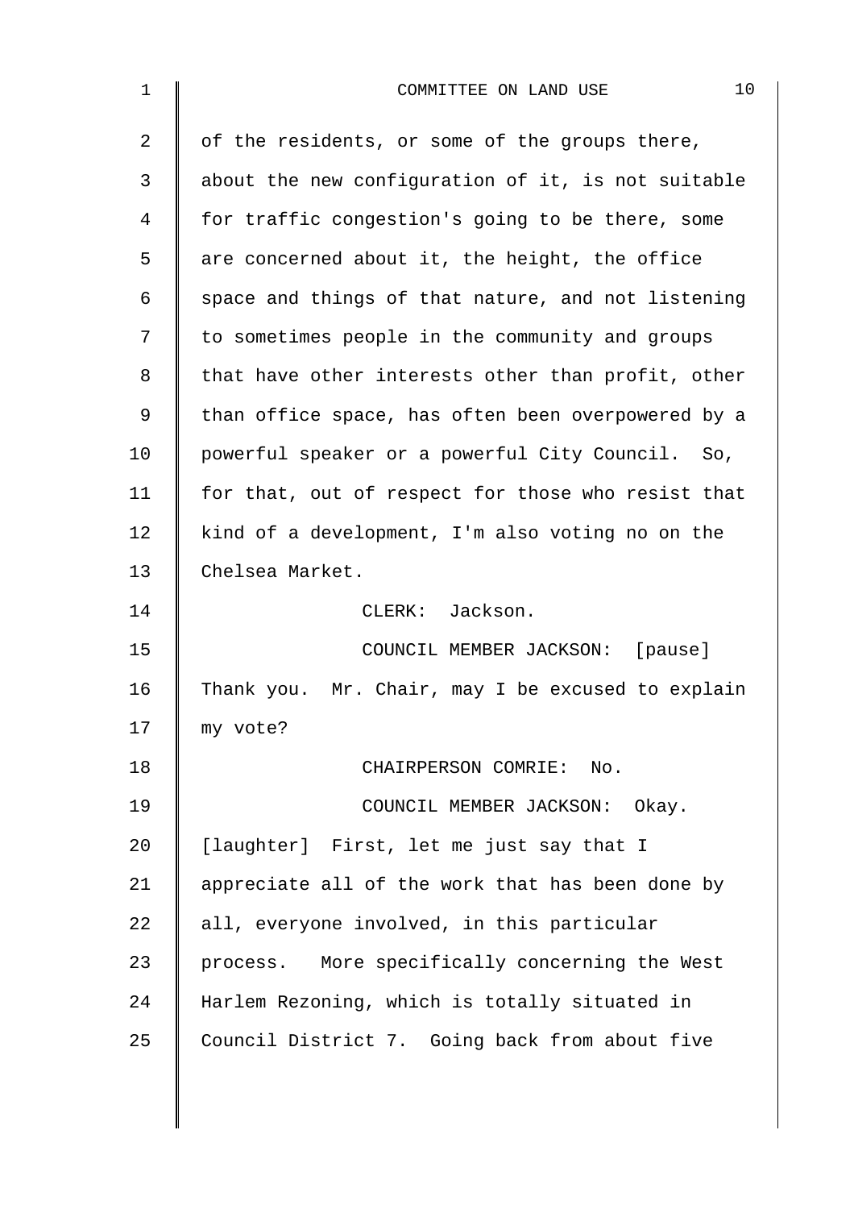of the residents, or some of the groups there, about the new configuration of it, is not suitable for traffic congestion's going to be there, some are concerned about it, the height, the office space and things of that nature, and not listening to sometimes people in the community and groups that have other interests other than profit, other than office space, has often been overpowered by a powerful speaker or a powerful City Council. So, for that, out of respect for those who resist that kind of a development, I'm also voting no on the Chelsea Market.

CLERK: Jackson.

COUNCIL MEMBER JACKSON: [pause] Thank you. Mr. Chair, may I be excused to explain my vote?

CHAIRPERSON COMRIE: No.

COUNCIL MEMBER JACKSON: Okay. [laughter] First, let me just say that I appreciate all of the work that has been done by all, everyone involved, in this particular process. More specifically concerning the West Harlem Rezoning, which is totally situated in Council District 7. Going back from about five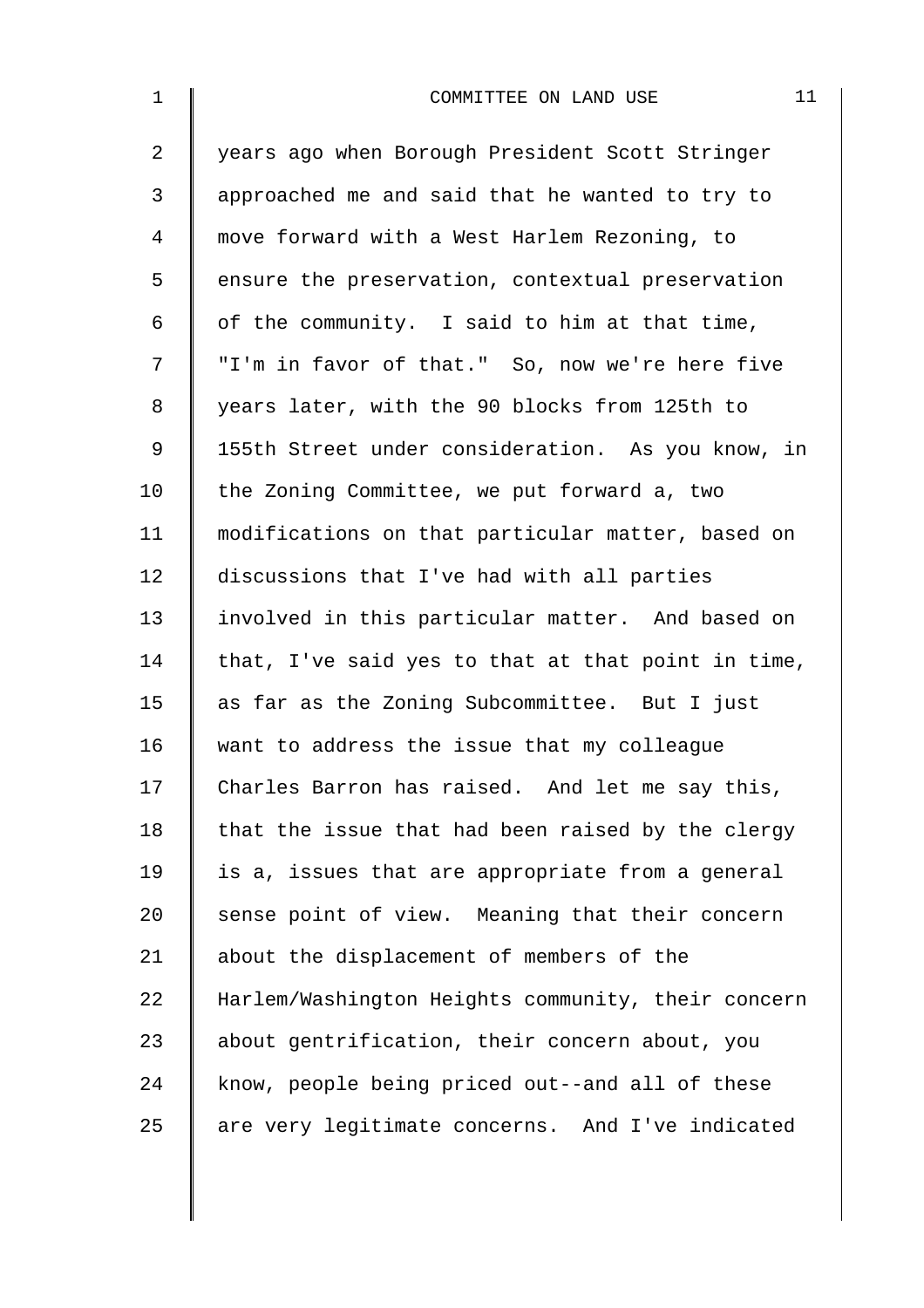years ago when Borough President Scott Stringer approached me and said that he wanted to try to move forward with a West Harlem Rezoning, to ensure the preservation, contextual preservation of the community. I said to him at that time, "I'm in favor of that." So, now we're here five years later, with the 90 blocks from 125th to 155th Street under consideration. As you know, in the Zoning Committee, we put forward a, two modifications on that particular matter, based on discussions that I've had with all parties involved in this particular matter. And based on that, I've said yes to that at that point in time, as far as the Zoning Subcommittee. But I just want to address the issue that my colleague Charles Barron has raised. And let me say this, that the issue that had been raised by the clergy is a, issues that are appropriate from a general sense point of view. Meaning that their concern about the displacement of members of the Harlem/Washington Heights community, their concern about gentrification, their concern about, you know, people being priced out--and all of these are very legitimate concerns. And I've indicated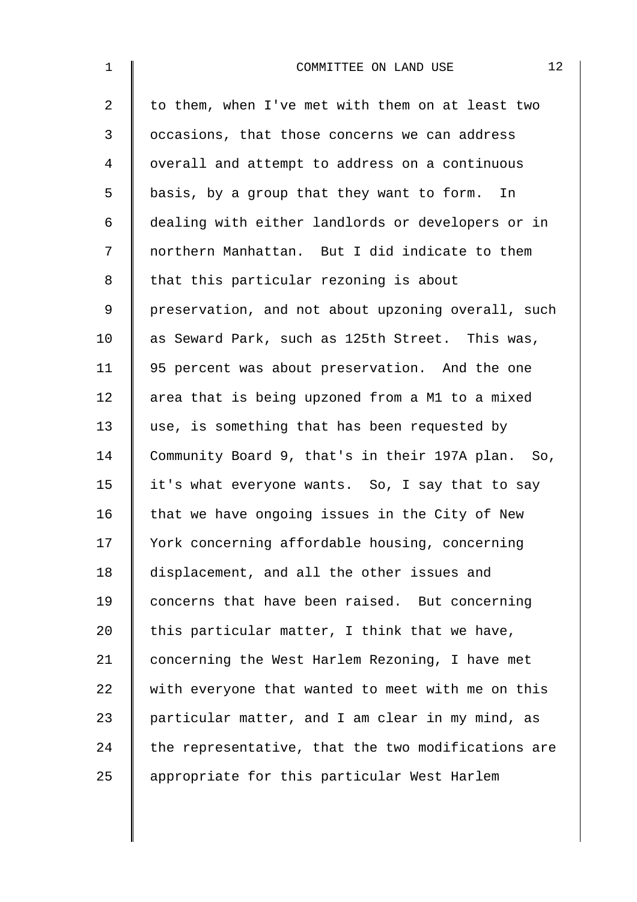to them, when I've met with them on at least two occasions, that those concerns we can address overall and attempt to address on a continuous basis, by a group that they want to form. In dealing with either landlords or developers or in northern Manhattan. But I did indicate to them that this particular rezoning is about preservation, and not about upzoning overall, such as Seward Park, such as 125th Street. This was, 95 percent was about preservation. And the one area that is being upzoned from a M1 to a mixed use, is something that has been requested by Community Board 9, that's in their 197A plan. So, it's what everyone wants. So, I say that to say that we have ongoing issues in the City of New York concerning affordable housing, concerning displacement, and all the other issues and concerns that have been raised. But concerning this particular matter, I think that we have, concerning the West Harlem Rezoning, I have met with everyone that wanted to meet with me on this particular matter, and I am clear in my mind, as the representative, that the two modifications are appropriate for this particular West Harlem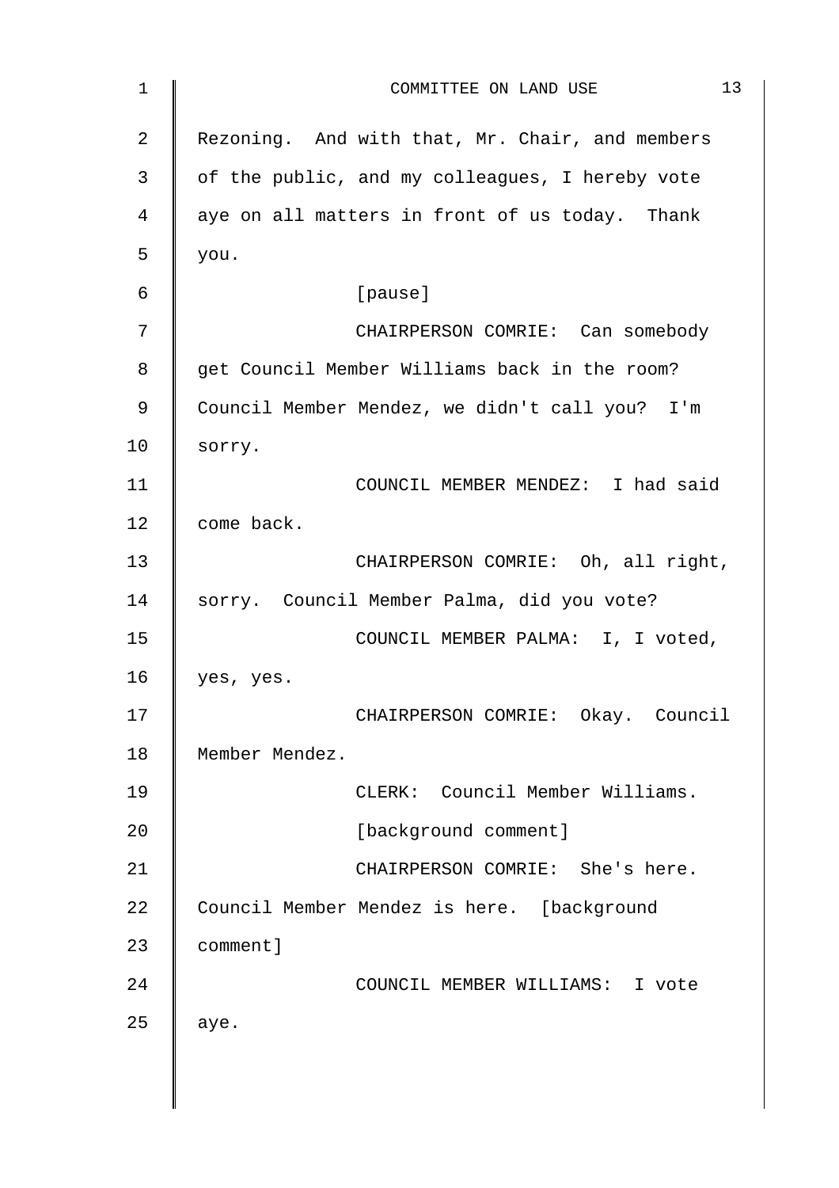Rezoning. And with that, Mr. Chair, and members of the public, and my colleagues, I hereby vote aye on all matters in front of us today. Thank you.

[pause]

CHAIRPERSON COMRIE: Can somebody get Council Member Williams back in the room? Council Member Mendez, we didn't call you? I'm sorry.

COUNCIL MEMBER MENDEZ: I had said come back.

CHAIRPERSON COMRIE: Oh, all right, sorry. Council Member Palma, did you vote?

COUNCIL MEMBER PALMA: I, I voted, yes, yes.

CHAIRPERSON COMRIE: Okay. Council Member Mendez.

CLERK: Council Member Williams.

[background comment]

CHAIRPERSON COMRIE: She's here. Council Member Mendez is here. [background comment]

COUNCIL MEMBER WILLIAMS: I vote aye.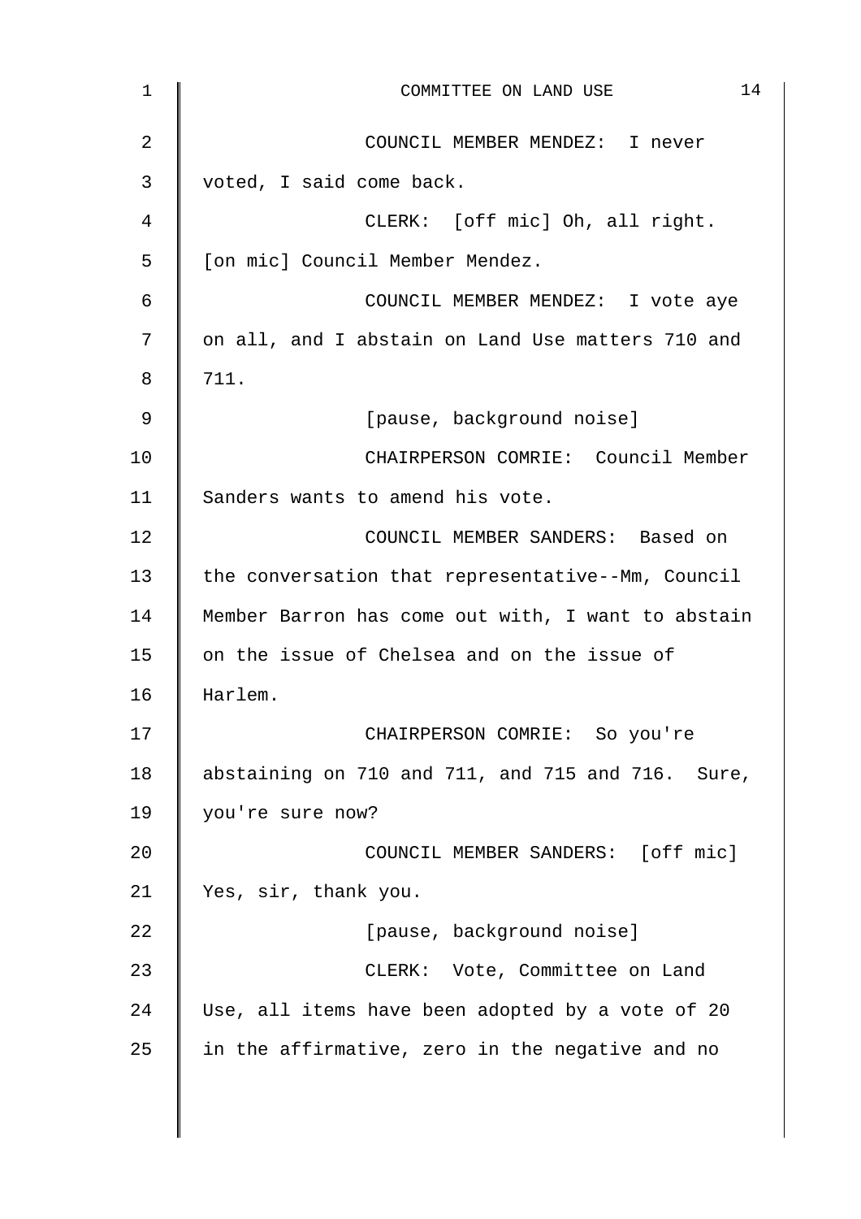COUNCIL MEMBER MENDEZ: I never voted, I said come back.

CLERK: [off mic] Oh, all right. [on mic] Council Member Mendez.

COUNCIL MEMBER MENDEZ: I vote aye on all, and I abstain on Land Use matters 710 and 711.

[pause, background noise]

CHAIRPERSON COMRIE: Council Member Sanders wants to amend his vote.

COUNCIL MEMBER SANDERS: Based on the conversation that representative--Mm, Council Member Barron has come out with, I want to abstain on the issue of Chelsea and on the issue of Harlem.

CHAIRPERSON COMRIE: So you're abstaining on 710 and 711, and 715 and 716. Sure, you're sure now?

COUNCIL MEMBER SANDERS: [off mic] Yes, sir, thank you.

[pause, background noise]

CLERK: Vote, Committee on Land Use, all items have been adopted by a vote of 20 in the affirmative, zero in the negative and no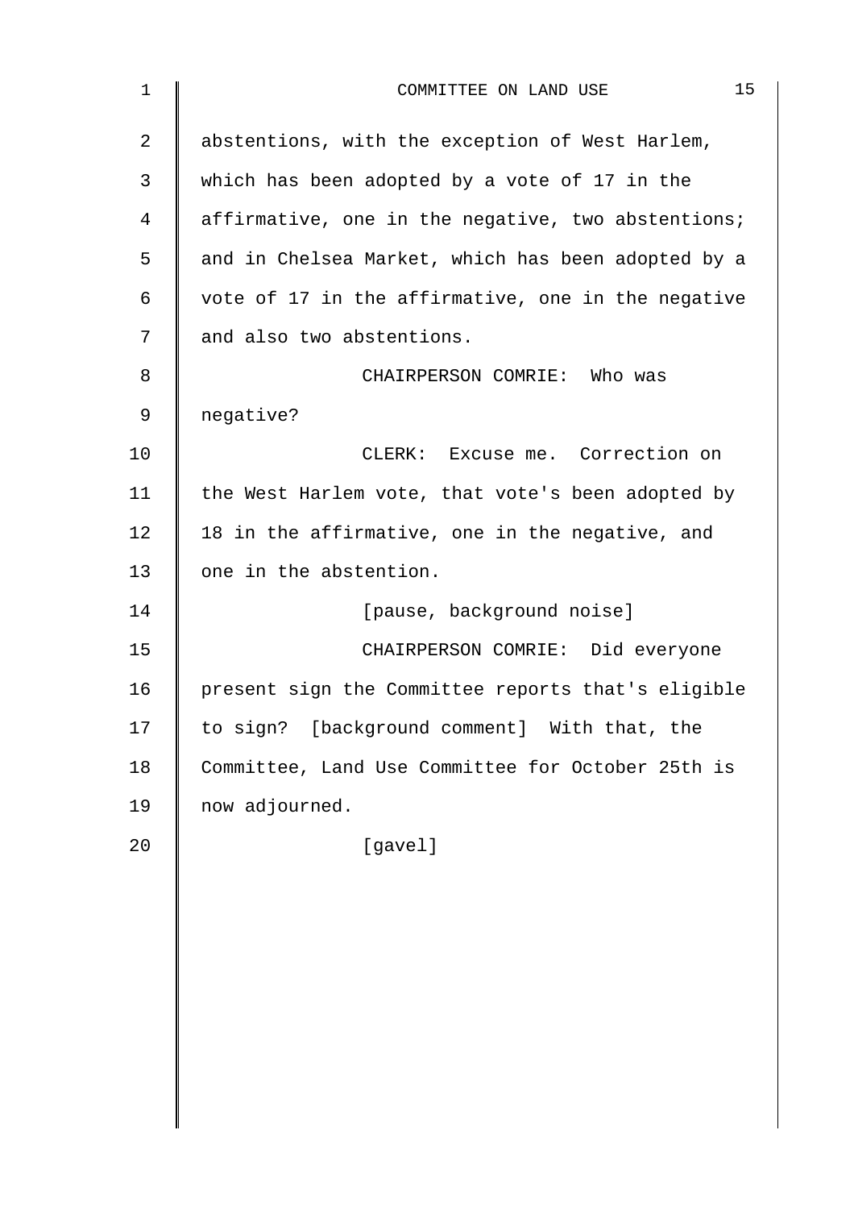abstentions, with the exception of West Harlem, which has been adopted by a vote of 17 in the affirmative, one in the negative, two abstentions; and in Chelsea Market, which has been adopted by a vote of 17 in the affirmative, one in the negative and also two abstentions.

CHAIRPERSON COMRIE: Who was negative?

CLERK: Excuse me. Correction on the West Harlem vote, that vote's been adopted by 18 in the affirmative, one in the negative, and one in the abstention.

[pause, background noise]

CHAIRPERSON COMRIE: Did everyone present sign the Committee reports that's eligible to sign? [background comment] With that, the Committee, Land Use Committee for October 25th is now adjourned.

[gavel]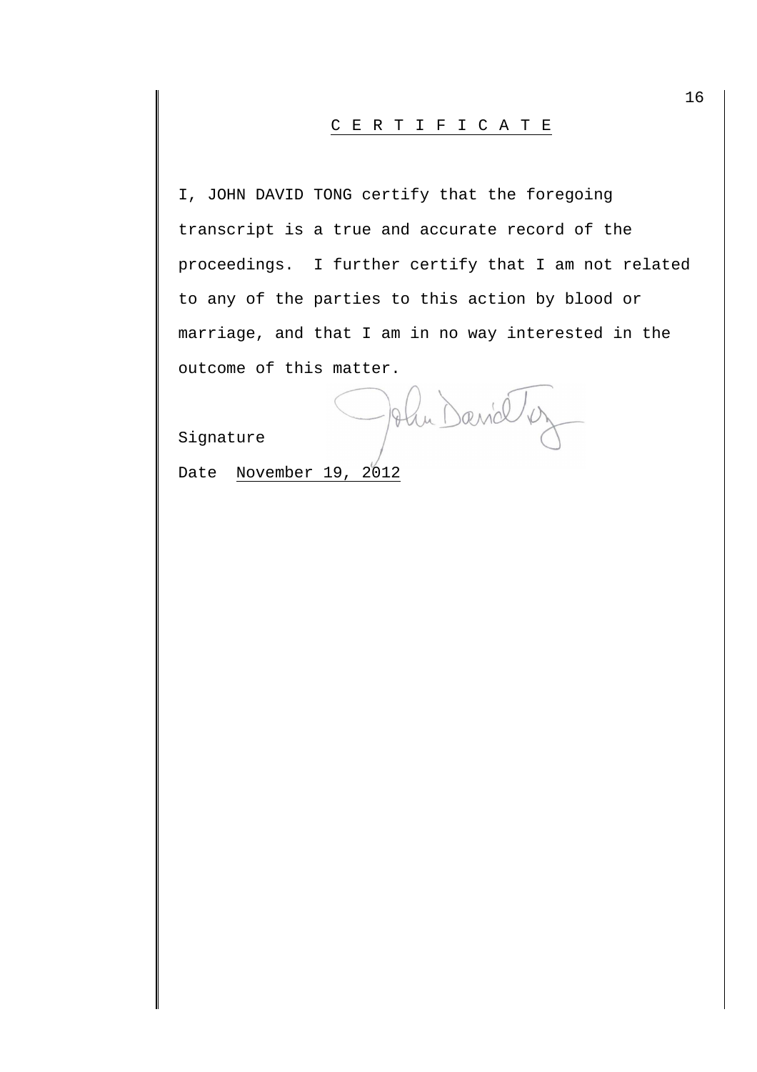# C E R T I F I C A T E

I, JOHN DAVID TONG certify that the foregoing transcript is a true and accurate record of the proceedings. I further certify that I am not related to any of the parties to this action by blood or marriage, and that I am in no way interested in the outcome of this matter.

Signature

Date November 19, 2012